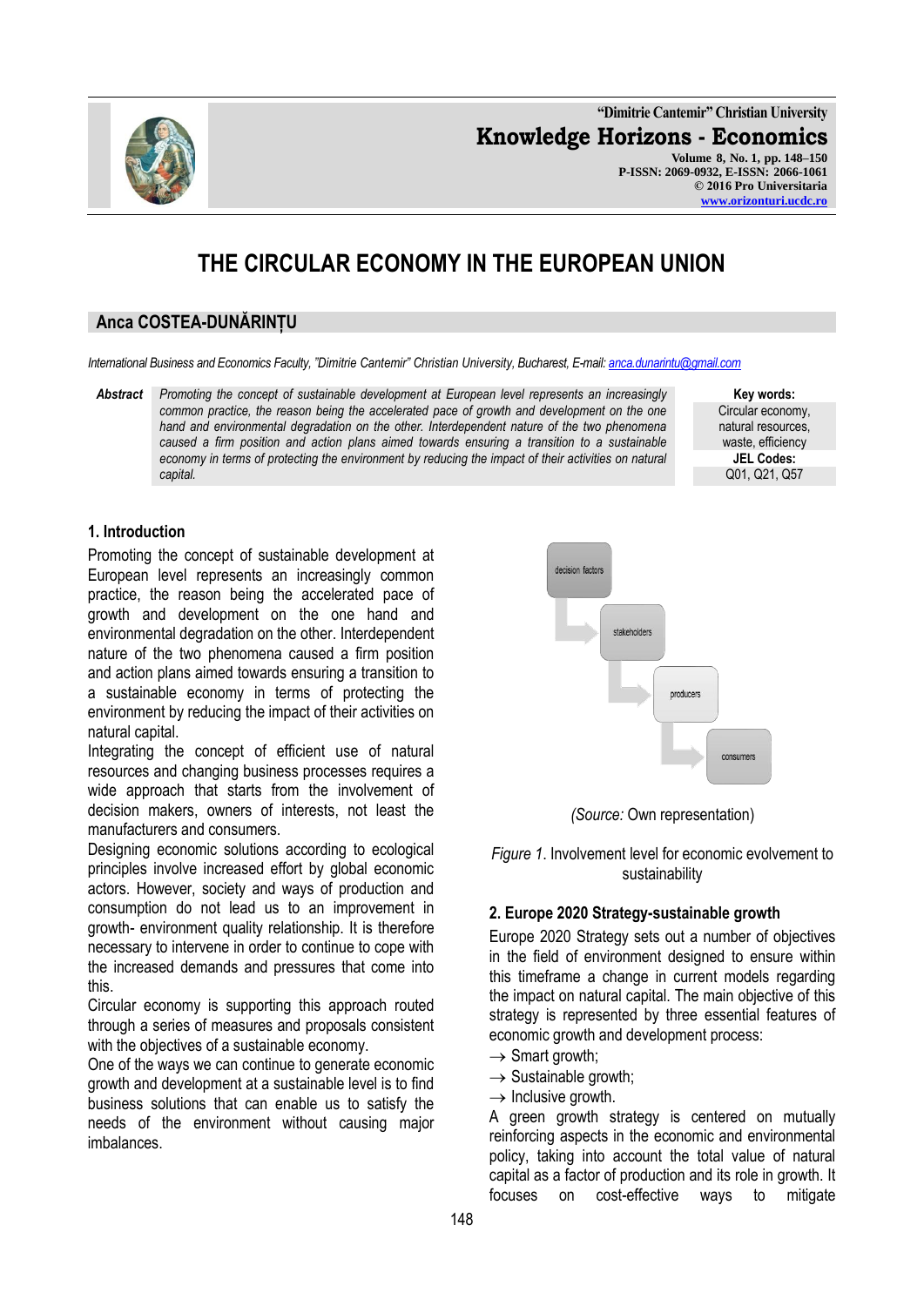# THE CIRCULAR ECONOMY IN THE EUROPEAN UNION

## Anca COSTEA-DUNĂRINȚU

*International Business and Economics Faculty, "Dimitrie Cantemir" Christian University, Bucharest, E-mail: anca.dunarintu@gmail.com*

**Abstract** *Promoting the concept of sustainable development at European level represents an increasingly common practice, the reason being the accelerated pace of growth and development on the one hand and environmental degradation on the other. Interdependent nature of the two phenomena caused a firm position and action plans aimed towards ensuring a transition to a sustainable economy in terms of protecting the environment by reducing the impact of their activities on natural capital.*

**Key words:** Circular economy, natural resources, waste, efficiency

**JEL Codes:** Q01, Q21, Q57

### 1. Introduction

Promoting the concept of sustainable development at European level represents an increasingly common practice, the reason being the accelerated pace of growth and development on the one hand and environmental degradation on the other. Interdependent nature of the two phenomena caused a firm position and action plans aimed towards ensuring a transition to a sustainable economy in terms of protecting the environment by reducing the impact of their activities on natural capital.

Integrating the concept of efficient use of natural resources and changing business processes requires a wide approach that starts from the involvement of decision makers, owners of interests, not least the manufacturers and consumers.

Designing economic solutions according to ecological principles involve increased effort by global economic actors. However, society and ways of production and consumption do not lead us to an improvement in growth- environment quality relationship. It is therefore necessary to intervene in order to continue to cope with the increased demands and pressures that come into this.

Circular economy is supporting this approach routed through a series of measures and proposals consistent with the objectives of a sustainable economy.

One of the ways we can continue to generate economic growth and development at a sustainable level is to find business solutions that can enable us to satisfy the needs of the environment without causing major imbalances.

decision factors → stakeholders → producers → consumers

*(Source:* Own representation)

*Figure 1*. Involvement level for economic evolvement to sustainability

### 2. Europe 2020 Strategy-sustainable growth

Europe 2020 Strategy sets out a number of objectives in the field of environment designed to ensure within this timeframe a change in current models regarding the impact on natural capital. The main objective of this strategy is represented by three essential features of economic growth and development process:

- → Smart growth;
- → Sustainable growth;
- → Inclusive growth.

A green growth strategy is centered on mutually reinforcing aspects in the economic and environmental policy, taking into account the total value of natural capital as a factor of production and its role in growth. It focuses on cost-effective ways to mitigate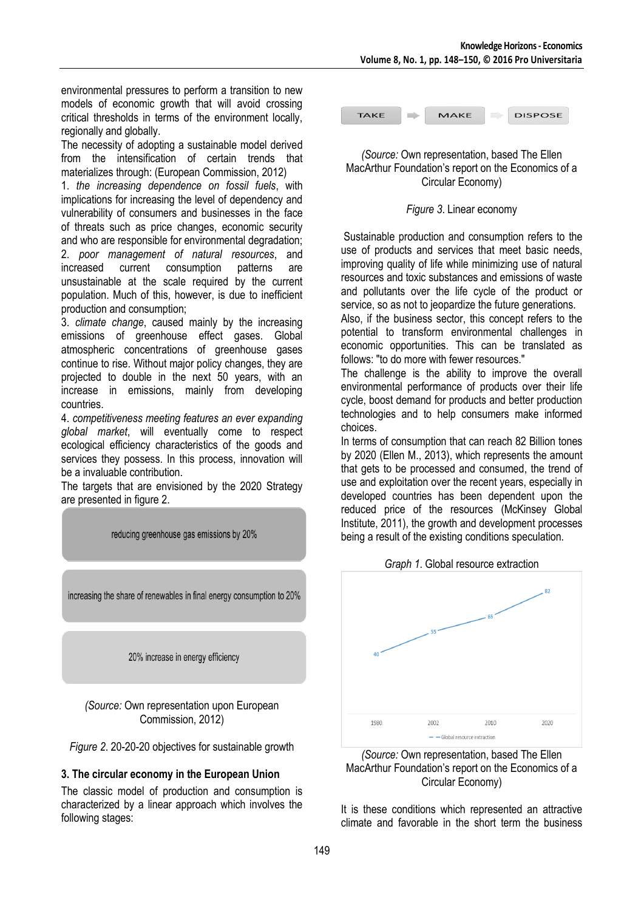environmental pressures to perform a transition to new models of economic growth that will avoid crossing critical thresholds in terms of the environment locally, regionally and globally.

The necessity of adopting a sustainable model derived from the intensification of certain trends that materializes through: (European Commission, 2012)

1. *the increasing dependence on fossil fuels*, with implications for increasing the level of dependency and vulnerability of consumers and businesses in the face of threats such as price changes, economic security and who are responsible for environmental degradation;
2. *poor management of natural resources*, and increased current consumption patterns are unsustainable at the scale required by the current population. Much of this, however, is due to inefficient production and consumption;
3. *climate change*, caused mainly by the increasing emissions of greenhouse effect gases. Global atmospheric concentrations of greenhouse gases continue to rise. Without major policy changes, they are projected to double in the next 50 years, with an increase in emissions, mainly from developing countries.
4. *competitiveness meeting features an ever expanding global market*, will eventually come to respect ecological efficiency characteristics of the goods and services they possess. In this process, innovation will be a invaluable contribution.

The targets that are envisioned by the 2020 Strategy are presented in figure 2.

reducing greenhouse gas emissions by 20%

increasing the share of renewables in final energy consumption to 20%

20% increase in energy efficiency

*(Source:* Own representation upon European Commission, 2012)

*Figure 2*. 20-20-20 objectives for sustainable growth

### 3. The circular economy in the European Union

The classic model of production and consumption is characterized by a linear approach which involves the following stages:

TAKE → MAKE → DISPOSE

*(Source:* Own representation, based The Ellen MacArthur Foundation's report on the Economics of a Circular Economy)

*Figure 3*. Linear economy

Sustainable production and consumption refers to the use of products and services that meet basic needs, improving quality of life while minimizing use of natural resources and toxic substances and emissions of waste and pollutants over the life cycle of the product or service, so as not to jeopardize the future generations.

Also, if the business sector, this concept refers to the potential to transform environmental challenges in economic opportunities. This can be translated as follows: "to do more with fewer resources."

The challenge is the ability to improve the overall environmental performance of products over their life cycle, boost demand for products and better production technologies and to help consumers make informed choices.

In terms of consumption that can reach 82 Billion tones by 2020 (Ellen M., 2013), which represents the amount that gets to be processed and consumed, the trend of use and exploitation over the recent years, especially in developed countries has been dependent upon the reduced price of the resources (McKinsey Global Institute, 2011), the growth and development processes being a result of the existing conditions speculation.

*Graph 1*. Global resource extraction

| Year | Global resource extraction |
|---|---|
| 1980 | 40 |
| 2002 | 55 |
| 2010 | 65 |
| 2020 | 82 |

*(Source:* Own representation, based The Ellen MacArthur Foundation's report on the Economics of a Circular Economy)

It is these conditions which represented an attractive climate and favorable in the short term the business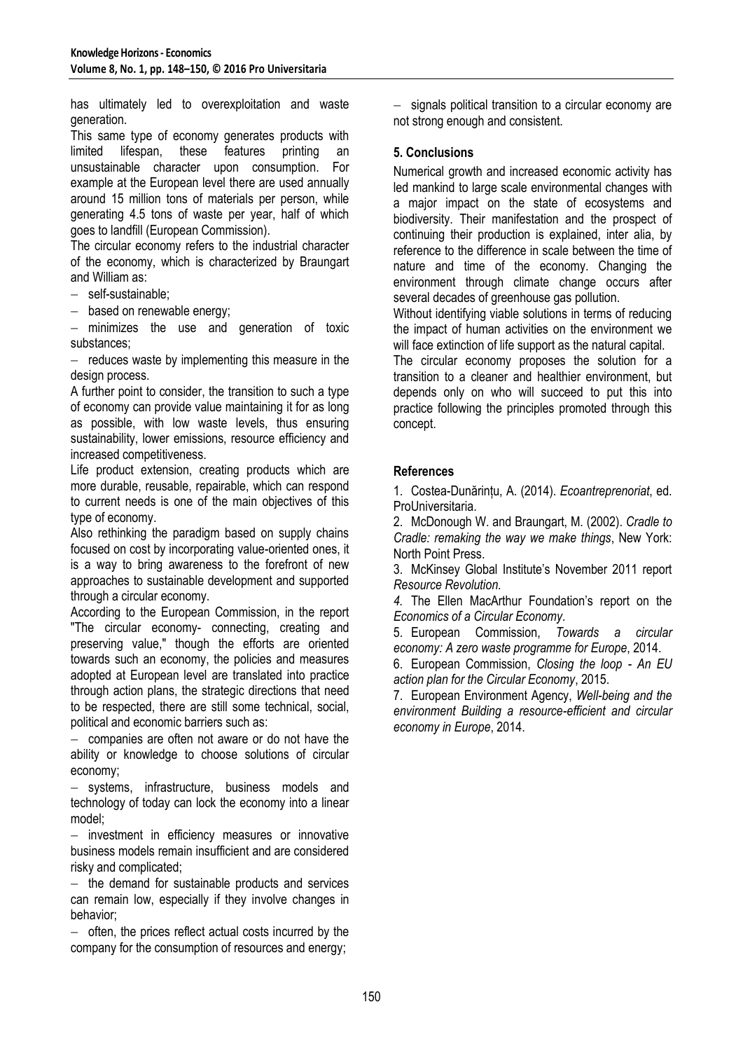has ultimately led to overexploitation and waste generation.

This same type of economy generates products with limited lifespan, these features printing an unsustainable character upon consumption. For example at the European level there are used annually around 15 million tons of materials per person, while generating 4.5 tons of waste per year, half of which goes to landfill (European Commission).

The circular economy refers to the industrial character of the economy, which is characterized by Braungart and William as:

- self-sustainable;
- based on renewable energy;
- minimizes the use and generation of toxic substances;
- reduces waste by implementing this measure in the design process.

A further point to consider, the transition to such a type of economy can provide value maintaining it for as long as possible, with low waste levels, thus ensuring sustainability, lower emissions, resource efficiency and increased competitiveness.

Life product extension, creating products which are more durable, reusable, repairable, which can respond to current needs is one of the main objectives of this type of economy.

Also rethinking the paradigm based on supply chains focused on cost by incorporating value-oriented ones, it is a way to bring awareness to the forefront of new approaches to sustainable development and supported through a circular economy.

According to the European Commission, in the report "The circular economy- connecting, creating and preserving value," though the efforts are oriented towards such an economy, the policies and measures adopted at European level are translated into practice through action plans, the strategic directions that need to be respected, there are still some technical, social, political and economic barriers such as:

- companies are often not aware or do not have the ability or knowledge to choose solutions of circular economy;
- systems, infrastructure, business models and technology of today can lock the economy into a linear model;
- investment in efficiency measures or innovative business models remain insufficient and are considered risky and complicated;
- the demand for sustainable products and services can remain low, especially if they involve changes in behavior;
- often, the prices reflect actual costs incurred by the company for the consumption of resources and energy;
- signals political transition to a circular economy are not strong enough and consistent.

## 5. Conclusions

Numerical growth and increased economic activity has led mankind to large scale environmental changes with a major impact on the state of ecosystems and biodiversity. Their manifestation and the prospect of continuing their production is explained, inter alia, by reference to the difference in scale between the time of nature and time of the economy. Changing the environment through climate change occurs after several decades of greenhouse gas pollution.

Without identifying viable solutions in terms of reducing the impact of human activities on the environment we will face extinction of life support as the natural capital.

The circular economy proposes the solution for a transition to a cleaner and healthier environment, but depends only on who will succeed to put this into practice following the principles promoted through this concept.

## References

1. Costea-Dunărințu, A. (2014). *Ecoantreprenoriat*, ed. ProUniversitaria.
2. McDonough W. and Braungart, M. (2002). *Cradle to Cradle: remaking the way we make things*, New York: North Point Press.
3. McKinsey Global Institute's November 2011 report *Resource Revolution.*
4. The Ellen MacArthur Foundation's report on the *Economics of a Circular Economy*.
5. European Commission, *Towards a circular economy: A zero waste programme for Europe*, 2014.
6. European Commission, *Closing the loop - An EU action plan for the Circular Economy*, 2015.
7. European Environment Agency, *Well-being and the environment Building a resource-efficient and circular economy in Europe*, 2014.